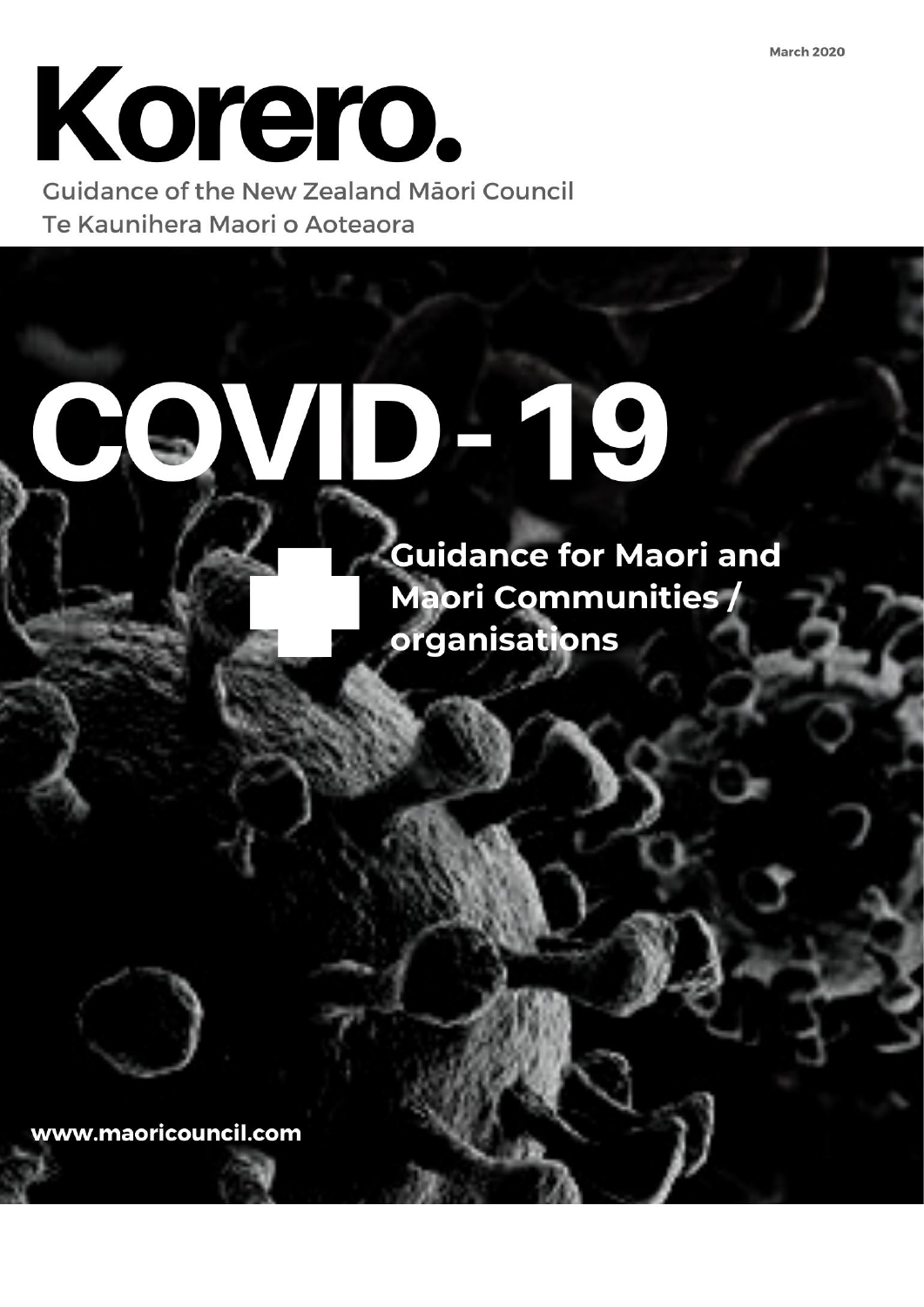March 2020

# Korero.

Guidance of the New Zealand Māori Council
Te Kaunihera Maori o Aoteaora

# COVID - 19

**Guidance for Maori and Maori Communities / organisations**

**www.maoricouncil.com**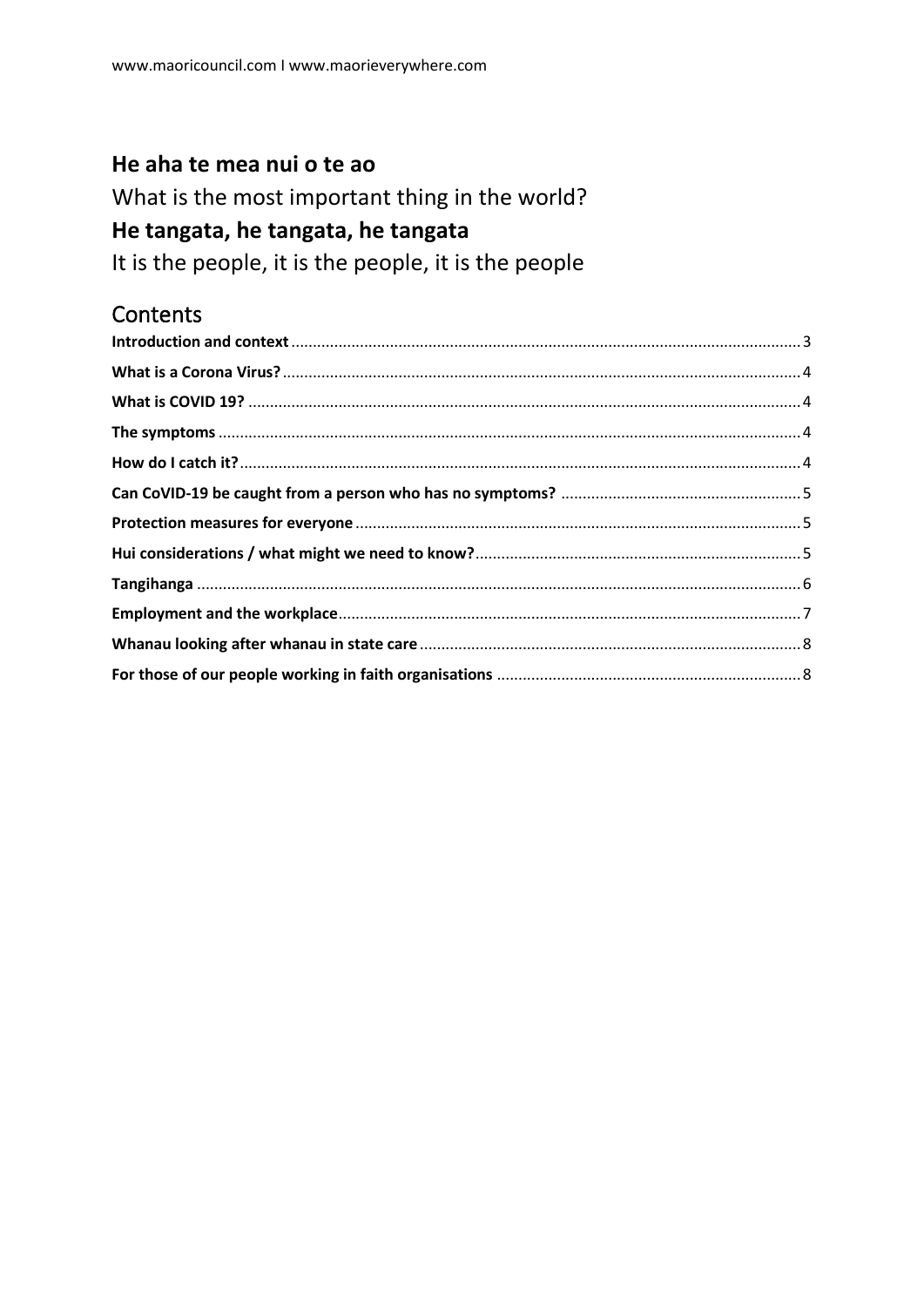**He aha te mea nui o te ao**

What is the most important thing in the world?

**He tangata, he tangata, he tangata**

It is the people, it is the people, it is the people

## Contents

**Introduction and context** ..... 3
**What is a Corona Virus?** ..... 4
**What is COVID 19?** ..... 4
**The symptoms** ..... 4
**How do I catch it?** ..... 4
**Can CoVID-19 be caught from a person who has no symptoms?** ..... 5
**Protection measures for everyone** ..... 5
**Hui considerations / what might we need to know?** ..... 5
**Tangihanga** ..... 6
**Employment and the workplace** ..... 7
**Whanau looking after whanau in state care** ..... 8
**For those of our people working in faith organisations** ..... 8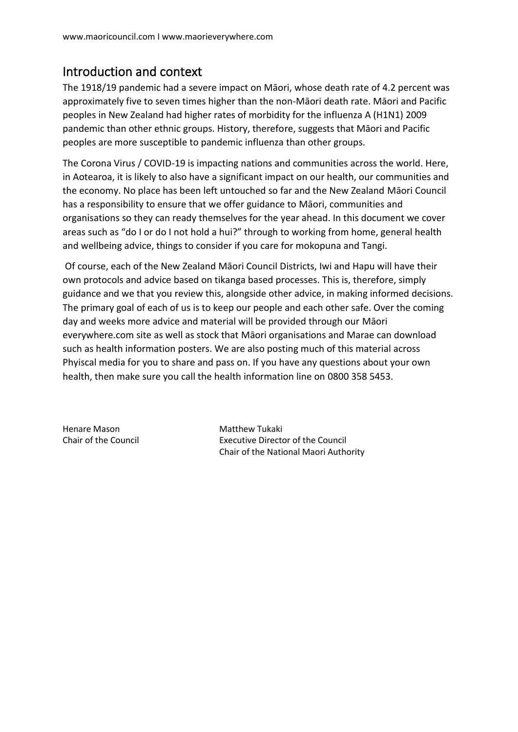## Introduction and context

The 1918/19 pandemic had a severe impact on Māori, whose death rate of 4.2 percent was approximately five to seven times higher than the non-Māori death rate. Māori and Pacific peoples in New Zealand had higher rates of morbidity for the influenza A (H1N1) 2009 pandemic than other ethnic groups. History, therefore, suggests that Māori and Pacific peoples are more susceptible to pandemic influenza than other groups.

The Corona Virus / COVID-19 is impacting nations and communities across the world. Here, in Aotearoa, it is likely to also have a significant impact on our health, our communities and the economy. No place has been left untouched so far and the New Zealand Māori Council has a responsibility to ensure that we offer guidance to Māori, communities and organisations so they can ready themselves for the year ahead. In this document we cover areas such as "do I or do I not hold a hui?" through to working from home, general health and wellbeing advice, things to consider if you care for mokopuna and Tangi.

Of course, each of the New Zealand Māori Council Districts, Iwi and Hapu will have their own protocols and advice based on tikanga based processes. This is, therefore, simply guidance and we that you review this, alongside other advice, in making informed decisions. The primary goal of each of us is to keep our people and each other safe. Over the coming day and weeks more advice and material will be provided through our Māori everywhere.com site as well as stock that Māori organisations and Marae can download such as health information posters. We are also posting much of this material across Phyiscal media for you to share and pass on. If you have any questions about your own health, then make sure you call the health information line on 0800 358 5453.

Henare Mason
Chair of the Council

Matthew Tukaki
Executive Director of the Council
Chair of the National Maori Authority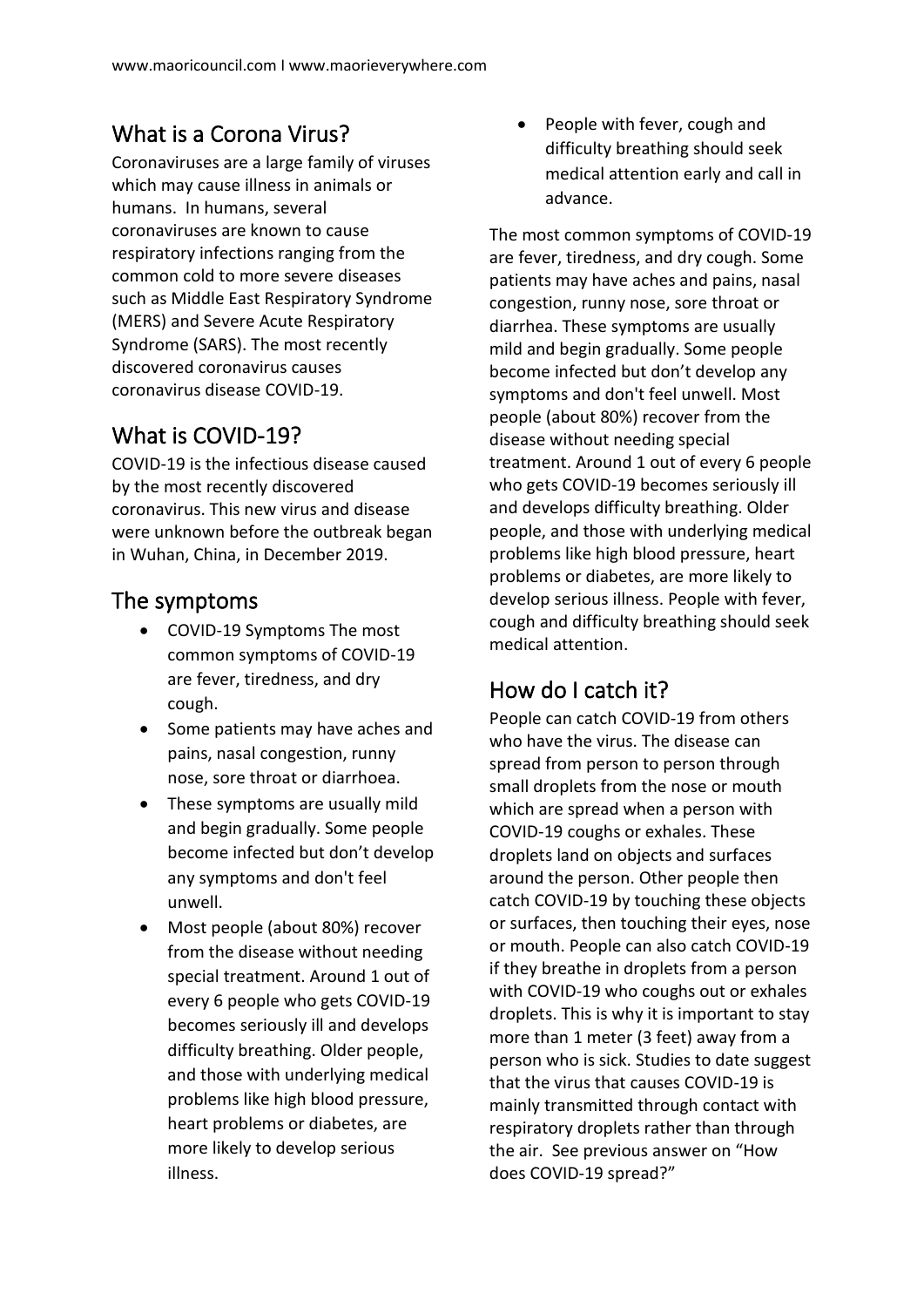## What is a Corona Virus?

Coronaviruses are a large family of viruses which may cause illness in animals or humans. In humans, several coronaviruses are known to cause respiratory infections ranging from the common cold to more severe diseases such as Middle East Respiratory Syndrome (MERS) and Severe Acute Respiratory Syndrome (SARS). The most recently discovered coronavirus causes coronavirus disease COVID-19.

## What is COVID-19?

COVID-19 is the infectious disease caused by the most recently discovered coronavirus. This new virus and disease were unknown before the outbreak began in Wuhan, China, in December 2019.

## The symptoms

- COVID-19 Symptoms The most common symptoms of COVID-19 are fever, tiredness, and dry cough.
- Some patients may have aches and pains, nasal congestion, runny nose, sore throat or diarrhoea.
- These symptoms are usually mild and begin gradually. Some people become infected but don't develop any symptoms and don't feel unwell.
- Most people (about 80%) recover from the disease without needing special treatment. Around 1 out of every 6 people who gets COVID-19 becomes seriously ill and develops difficulty breathing. Older people, and those with underlying medical problems like high blood pressure, heart problems or diabetes, are more likely to develop serious illness.
- People with fever, cough and difficulty breathing should seek medical attention early and call in advance.

The most common symptoms of COVID-19 are fever, tiredness, and dry cough. Some patients may have aches and pains, nasal congestion, runny nose, sore throat or diarrhea. These symptoms are usually mild and begin gradually. Some people become infected but don't develop any symptoms and don't feel unwell. Most people (about 80%) recover from the disease without needing special treatment. Around 1 out of every 6 people who gets COVID-19 becomes seriously ill and develops difficulty breathing. Older people, and those with underlying medical problems like high blood pressure, heart problems or diabetes, are more likely to develop serious illness. People with fever, cough and difficulty breathing should seek medical attention.

## How do I catch it?

People can catch COVID-19 from others who have the virus. The disease can spread from person to person through small droplets from the nose or mouth which are spread when a person with COVID-19 coughs or exhales. These droplets land on objects and surfaces around the person. Other people then catch COVID-19 by touching these objects or surfaces, then touching their eyes, nose or mouth. People can also catch COVID-19 if they breathe in droplets from a person with COVID-19 who coughs out or exhales droplets. This is why it is important to stay more than 1 meter (3 feet) away from a person who is sick. Studies to date suggest that the virus that causes COVID-19 is mainly transmitted through contact with respiratory droplets rather than through the air. See previous answer on "How does COVID-19 spread?"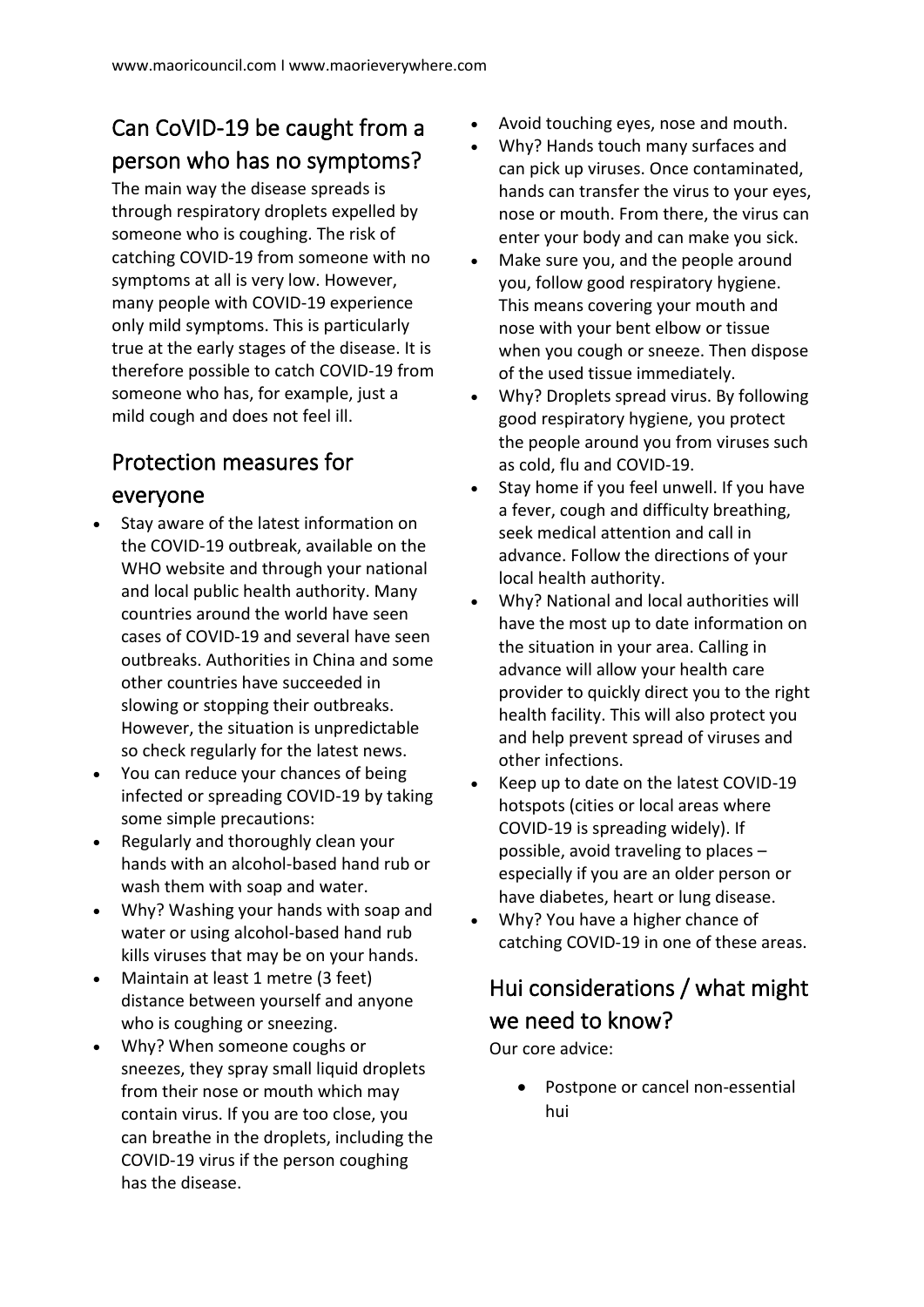## Can CoVID-19 be caught from a person who has no symptoms?

The main way the disease spreads is through respiratory droplets expelled by someone who is coughing. The risk of catching COVID-19 from someone with no symptoms at all is very low. However, many people with COVID-19 experience only mild symptoms. This is particularly true at the early stages of the disease. It is therefore possible to catch COVID-19 from someone who has, for example, just a mild cough and does not feel ill.

## Protection measures for everyone

- Stay aware of the latest information on the COVID-19 outbreak, available on the WHO website and through your national and local public health authority. Many countries around the world have seen cases of COVID-19 and several have seen outbreaks. Authorities in China and some other countries have succeeded in slowing or stopping their outbreaks. However, the situation is unpredictable so check regularly for the latest news.
- You can reduce your chances of being infected or spreading COVID-19 by taking some simple precautions:
- Regularly and thoroughly clean your hands with an alcohol-based hand rub or wash them with soap and water.
- Why? Washing your hands with soap and water or using alcohol-based hand rub kills viruses that may be on your hands.
- Maintain at least 1 metre (3 feet) distance between yourself and anyone who is coughing or sneezing.
- Why? When someone coughs or sneezes, they spray small liquid droplets from their nose or mouth which may contain virus. If you are too close, you can breathe in the droplets, including the COVID-19 virus if the person coughing has the disease.
- Avoid touching eyes, nose and mouth.
- Why? Hands touch many surfaces and can pick up viruses. Once contaminated, hands can transfer the virus to your eyes, nose or mouth. From there, the virus can enter your body and can make you sick.
- Make sure you, and the people around you, follow good respiratory hygiene. This means covering your mouth and nose with your bent elbow or tissue when you cough or sneeze. Then dispose of the used tissue immediately.
- Why? Droplets spread virus. By following good respiratory hygiene, you protect the people around you from viruses such as cold, flu and COVID-19.
- Stay home if you feel unwell. If you have a fever, cough and difficulty breathing, seek medical attention and call in advance. Follow the directions of your local health authority.
- Why? National and local authorities will have the most up to date information on the situation in your area. Calling in advance will allow your health care provider to quickly direct you to the right health facility. This will also protect you and help prevent spread of viruses and other infections.
- Keep up to date on the latest COVID-19 hotspots (cities or local areas where COVID-19 is spreading widely). If possible, avoid traveling to places – especially if you are an older person or have diabetes, heart or lung disease.
- Why? You have a higher chance of catching COVID-19 in one of these areas.

## Hui considerations / what might we need to know?

Our core advice:

- Postpone or cancel non-essential hui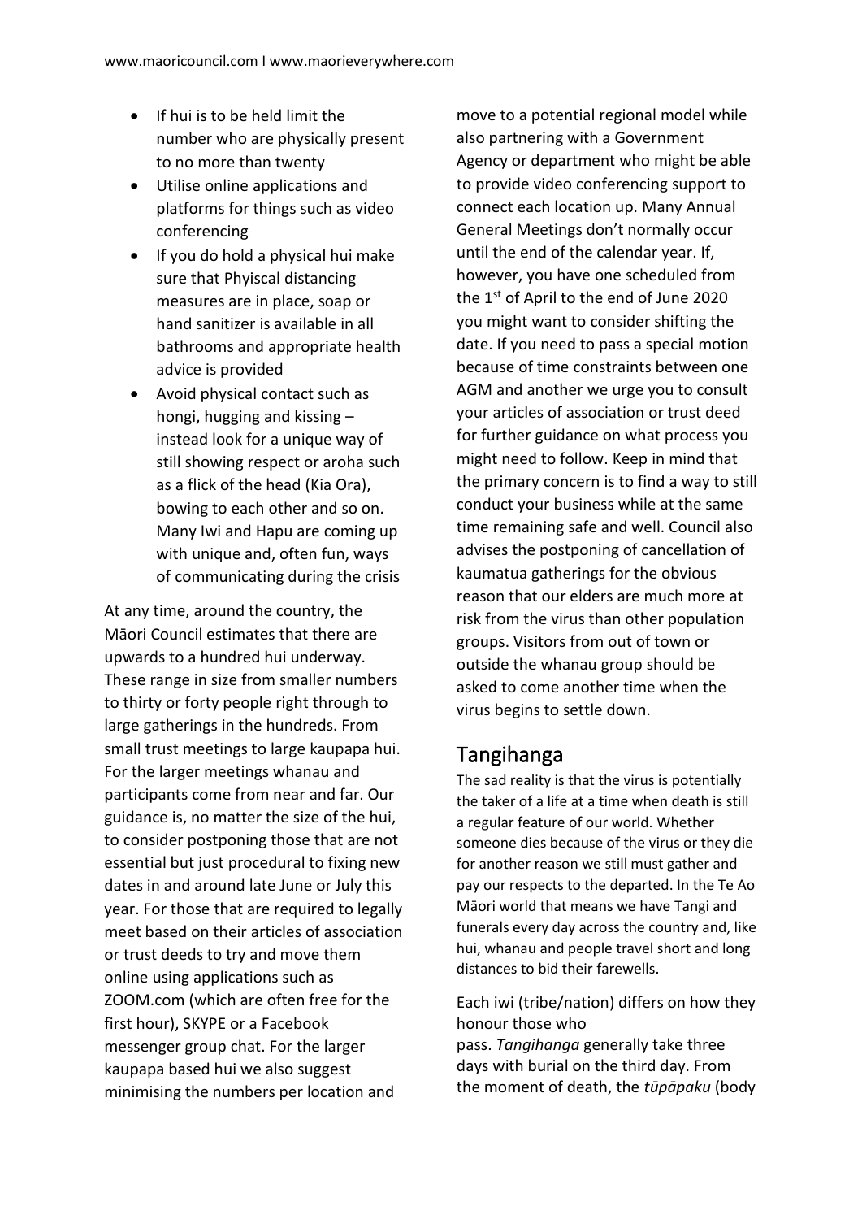- If hui is to be held limit the number who are physically present to no more than twenty
- Utilise online applications and platforms for things such as video conferencing
- If you do hold a physical hui make sure that Phyiscal distancing measures are in place, soap or hand sanitizer is available in all bathrooms and appropriate health advice is provided
- Avoid physical contact such as hongi, hugging and kissing – instead look for a unique way of still showing respect or aroha such as a flick of the head (Kia Ora), bowing to each other and so on. Many Iwi and Hapu are coming up with unique and, often fun, ways of communicating during the crisis

At any time, around the country, the Māori Council estimates that there are upwards to a hundred hui underway. These range in size from smaller numbers to thirty or forty people right through to large gatherings in the hundreds. From small trust meetings to large kaupapa hui. For the larger meetings whanau and participants come from near and far. Our guidance is, no matter the size of the hui, to consider postponing those that are not essential but just procedural to fixing new dates in and around late June or July this year. For those that are required to legally meet based on their articles of association or trust deeds to try and move them online using applications such as ZOOM.com (which are often free for the first hour), SKYPE or a Facebook messenger group chat. For the larger kaupapa based hui we also suggest minimising the numbers per location and move to a potential regional model while also partnering with a Government Agency or department who might be able to provide video conferencing support to connect each location up. Many Annual General Meetings don't normally occur until the end of the calendar year. If, however, you have one scheduled from the 1st of April to the end of June 2020 you might want to consider shifting the date. If you need to pass a special motion because of time constraints between one AGM and another we urge you to consult your articles of association or trust deed for further guidance on what process you might need to follow. Keep in mind that the primary concern is to find a way to still conduct your business while at the same time remaining safe and well. Council also advises the postponing of cancellation of kaumatua gatherings for the obvious reason that our elders are much more at risk from the virus than other population groups. Visitors from out of town or outside the whanau group should be asked to come another time when the virus begins to settle down.

## Tangihanga

The sad reality is that the virus is potentially the taker of a life at a time when death is still a regular feature of our world. Whether someone dies because of the virus or they die for another reason we still must gather and pay our respects to the departed. In the Te Ao Māori world that means we have Tangi and funerals every day across the country and, like hui, whanau and people travel short and long distances to bid their farewells.

Each iwi (tribe/nation) differs on how they honour those who pass. *Tangihanga* generally take three days with burial on the third day. From the moment of death, the *tūpāpaku* (body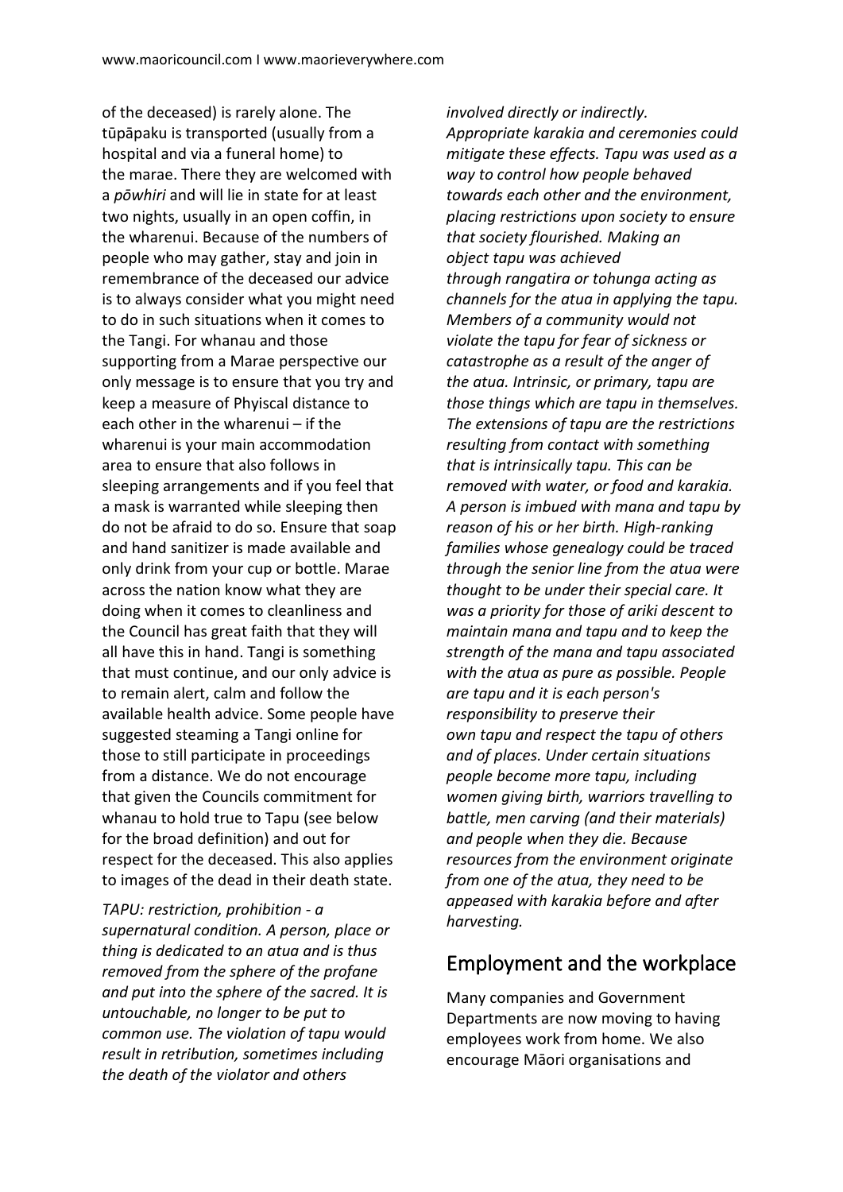of the deceased) is rarely alone. The tūpāpaku is transported (usually from a hospital and via a funeral home) to the marae. There they are welcomed with a *pōwhiri* and will lie in state for at least two nights, usually in an open coffin, in the wharenui. Because of the numbers of people who may gather, stay and join in remembrance of the deceased our advice is to always consider what you might need to do in such situations when it comes to the Tangi. For whanau and those supporting from a Marae perspective our only message is to ensure that you try and keep a measure of Phyiscal distance to each other in the wharenui – if the wharenui is your main accommodation area to ensure that also follows in sleeping arrangements and if you feel that a mask is warranted while sleeping then do not be afraid to do so. Ensure that soap and hand sanitizer is made available and only drink from your cup or bottle. Marae across the nation know what they are doing when it comes to cleanliness and the Council has great faith that they will all have this in hand. Tangi is something that must continue, and our only advice is to remain alert, calm and follow the available health advice. Some people have suggested steaming a Tangi online for those to still participate in proceedings from a distance. We do not encourage that given the Councils commitment for whanau to hold true to Tapu (see below for the broad definition) and out for respect for the deceased. This also applies to images of the dead in their death state.

*TAPU: restriction, prohibition - a supernatural condition. A person, place or thing is dedicated to an atua and is thus removed from the sphere of the profane and put into the sphere of the sacred. It is untouchable, no longer to be put to common use. The violation of tapu would result in retribution, sometimes including the death of the violator and others involved directly or indirectly. Appropriate karakia and ceremonies could mitigate these effects. Tapu was used as a way to control how people behaved towards each other and the environment, placing restrictions upon society to ensure that society flourished. Making an object tapu was achieved through rangatira or tohunga acting as channels for the atua in applying the tapu. Members of a community would not violate the tapu for fear of sickness or catastrophe as a result of the anger of the atua. Intrinsic, or primary, tapu are those things which are tapu in themselves. The extensions of tapu are the restrictions resulting from contact with something that is intrinsically tapu. This can be removed with water, or food and karakia. A person is imbued with mana and tapu by reason of his or her birth. High-ranking families whose genealogy could be traced through the senior line from the atua were thought to be under their special care. It was a priority for those of ariki descent to maintain mana and tapu and to keep the strength of the mana and tapu associated with the atua as pure as possible. People are tapu and it is each person's responsibility to preserve their own tapu and respect the tapu of others and of places. Under certain situations people become more tapu, including women giving birth, warriors travelling to battle, men carving (and their materials) and people when they die. Because resources from the environment originate from one of the atua, they need to be appeased with karakia before and after harvesting.*

## Employment and the workplace

Many companies and Government Departments are now moving to having employees work from home. We also encourage Māori organisations and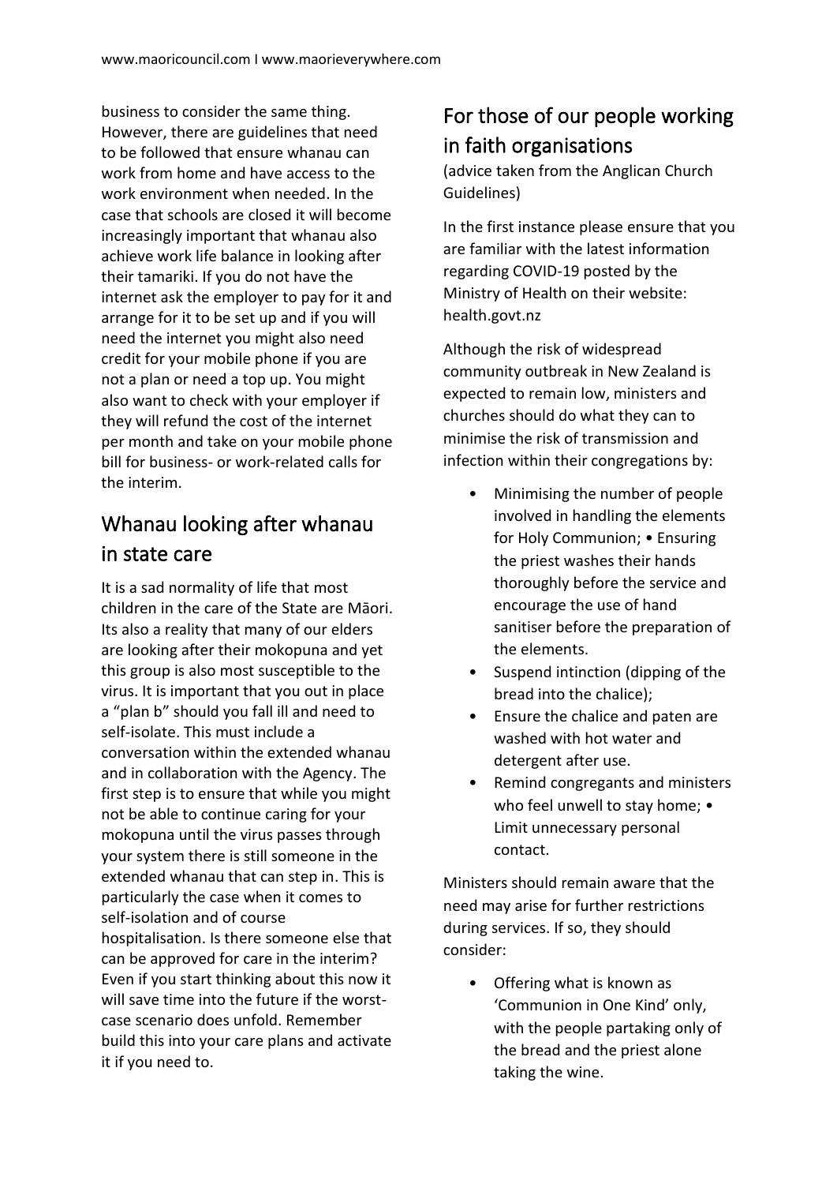business to consider the same thing. However, there are guidelines that need to be followed that ensure whanau can work from home and have access to the work environment when needed. In the case that schools are closed it will become increasingly important that whanau also achieve work life balance in looking after their tamariki. If you do not have the internet ask the employer to pay for it and arrange for it to be set up and if you will need the internet you might also need credit for your mobile phone if you are not a plan or need a top up. You might also want to check with your employer if they will refund the cost of the internet per month and take on your mobile phone bill for business- or work-related calls for the interim.

## Whanau looking after whanau in state care

It is a sad normality of life that most children in the care of the State are Māori. Its also a reality that many of our elders are looking after their mokopuna and yet this group is also most susceptible to the virus. It is important that you out in place a "plan b" should you fall ill and need to self-isolate. This must include a conversation within the extended whanau and in collaboration with the Agency. The first step is to ensure that while you might not be able to continue caring for your mokopuna until the virus passes through your system there is still someone in the extended whanau that can step in. This is particularly the case when it comes to self-isolation and of course hospitalisation. Is there someone else that can be approved for care in the interim? Even if you start thinking about this now it will save time into the future if the worst-case scenario does unfold. Remember build this into your care plans and activate it if you need to.

## For those of our people working in faith organisations

(advice taken from the Anglican Church Guidelines)

In the first instance please ensure that you are familiar with the latest information regarding COVID-19 posted by the Ministry of Health on their website: health.govt.nz

Although the risk of widespread community outbreak in New Zealand is expected to remain low, ministers and churches should do what they can to minimise the risk of transmission and infection within their congregations by:

- Minimising the number of people involved in handling the elements for Holy Communion; • Ensuring the priest washes their hands thoroughly before the service and encourage the use of hand sanitiser before the preparation of the elements.
- Suspend intinction (dipping of the bread into the chalice);
- Ensure the chalice and paten are washed with hot water and detergent after use.
- Remind congregants and ministers who feel unwell to stay home; • Limit unnecessary personal contact.

Ministers should remain aware that the need may arise for further restrictions during services. If so, they should consider:

- Offering what is known as 'Communion in One Kind' only, with the people partaking only of the bread and the priest alone taking the wine.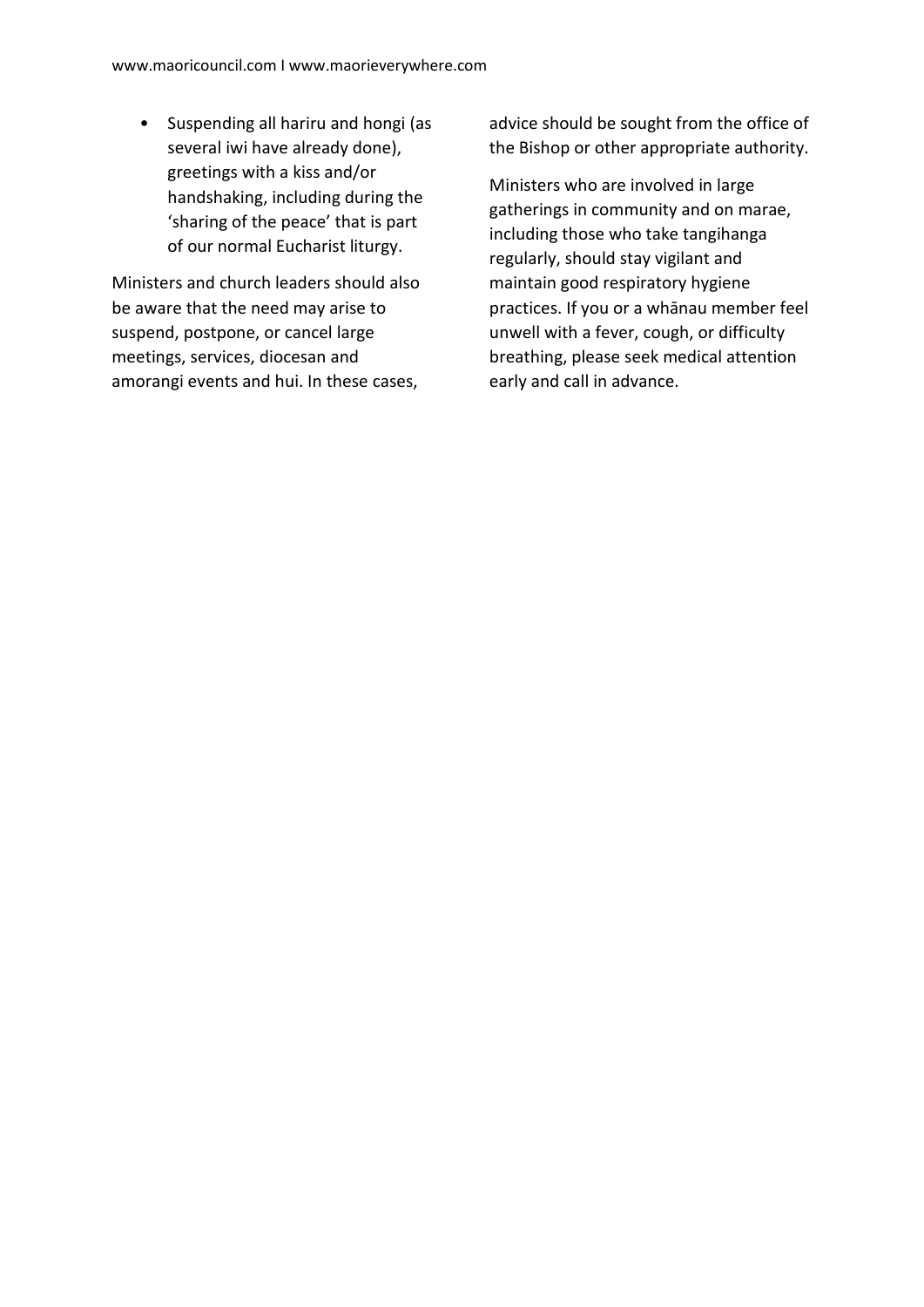- Suspending all hariru and hongi (as several iwi have already done), greetings with a kiss and/or handshaking, including during the 'sharing of the peace' that is part of our normal Eucharist liturgy.

Ministers and church leaders should also be aware that the need may arise to suspend, postpone, or cancel large meetings, services, diocesan and amorangi events and hui. In these cases, advice should be sought from the office of the Bishop or other appropriate authority.

Ministers who are involved in large gatherings in community and on marae, including those who take tangihanga regularly, should stay vigilant and maintain good respiratory hygiene practices. If you or a whānau member feel unwell with a fever, cough, or difficulty breathing, please seek medical attention early and call in advance.